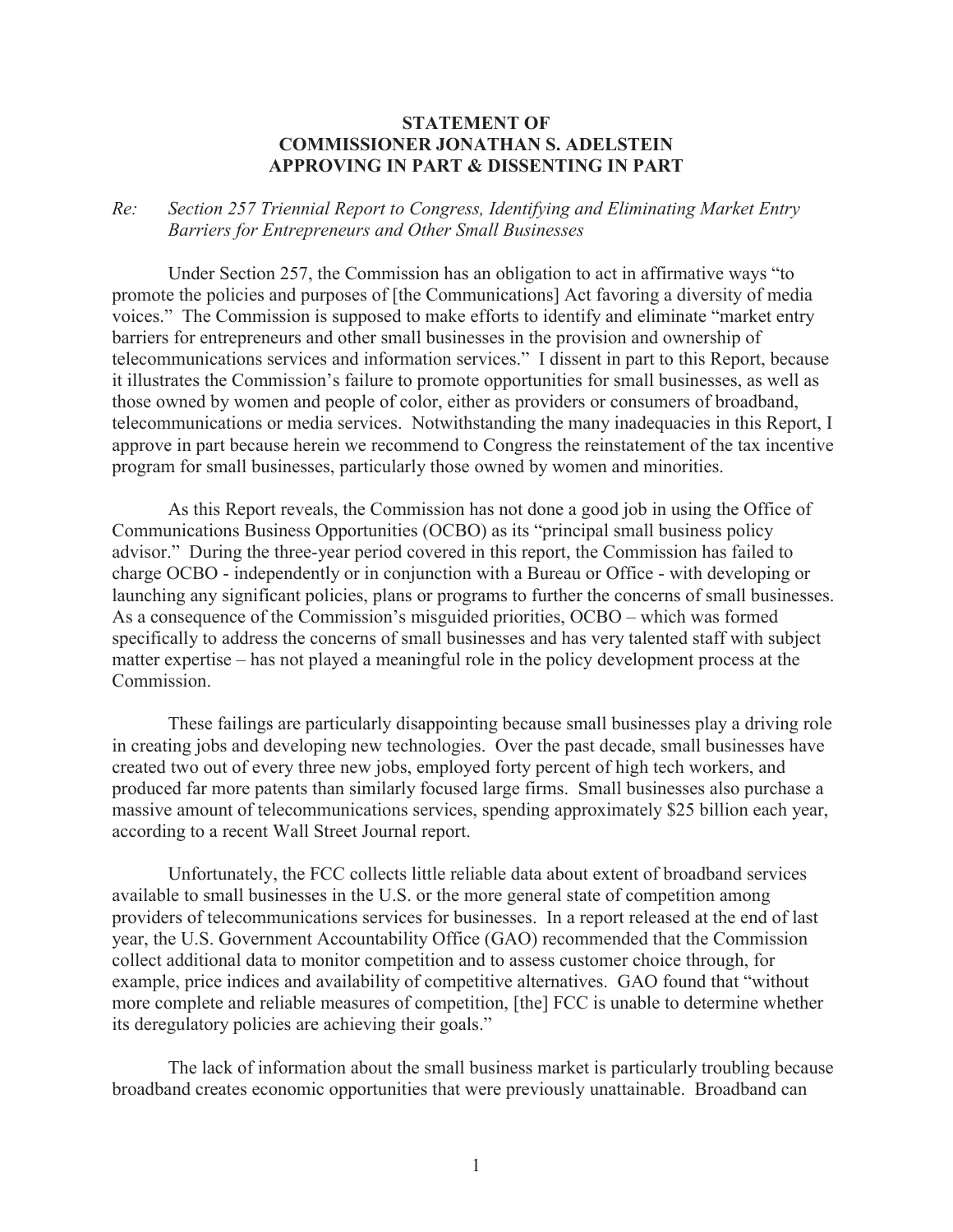**STATEMENT OF**
**COMMISSIONER JONATHAN S. ADELSTEIN**
**APPROVING IN PART & DISSENTING IN PART**

*Re: Section 257 Triennial Report to Congress, Identifying and Eliminating Market Entry Barriers for Entrepreneurs and Other Small Businesses*

Under Section 257, the Commission has an obligation to act in affirmative ways "to promote the policies and purposes of [the Communications] Act favoring a diversity of media voices." The Commission is supposed to make efforts to identify and eliminate "market entry barriers for entrepreneurs and other small businesses in the provision and ownership of telecommunications services and information services." I dissent in part to this Report, because it illustrates the Commission's failure to promote opportunities for small businesses, as well as those owned by women and people of color, either as providers or consumers of broadband, telecommunications or media services. Notwithstanding the many inadequacies in this Report, I approve in part because herein we recommend to Congress the reinstatement of the tax incentive program for small businesses, particularly those owned by women and minorities.

As this Report reveals, the Commission has not done a good job in using the Office of Communications Business Opportunities (OCBO) as its "principal small business policy advisor." During the three-year period covered in this report, the Commission has failed to charge OCBO - independently or in conjunction with a Bureau or Office - with developing or launching any significant policies, plans or programs to further the concerns of small businesses. As a consequence of the Commission's misguided priorities, OCBO – which was formed specifically to address the concerns of small businesses and has very talented staff with subject matter expertise – has not played a meaningful role in the policy development process at the Commission.

These failings are particularly disappointing because small businesses play a driving role in creating jobs and developing new technologies. Over the past decade, small businesses have created two out of every three new jobs, employed forty percent of high tech workers, and produced far more patents than similarly focused large firms. Small businesses also purchase a massive amount of telecommunications services, spending approximately $25 billion each year, according to a recent Wall Street Journal report.

Unfortunately, the FCC collects little reliable data about extent of broadband services available to small businesses in the U.S. or the more general state of competition among providers of telecommunications services for businesses. In a report released at the end of last year, the U.S. Government Accountability Office (GAO) recommended that the Commission collect additional data to monitor competition and to assess customer choice through, for example, price indices and availability of competitive alternatives. GAO found that "without more complete and reliable measures of competition, [the] FCC is unable to determine whether its deregulatory policies are achieving their goals."

The lack of information about the small business market is particularly troubling because broadband creates economic opportunities that were previously unattainable. Broadband can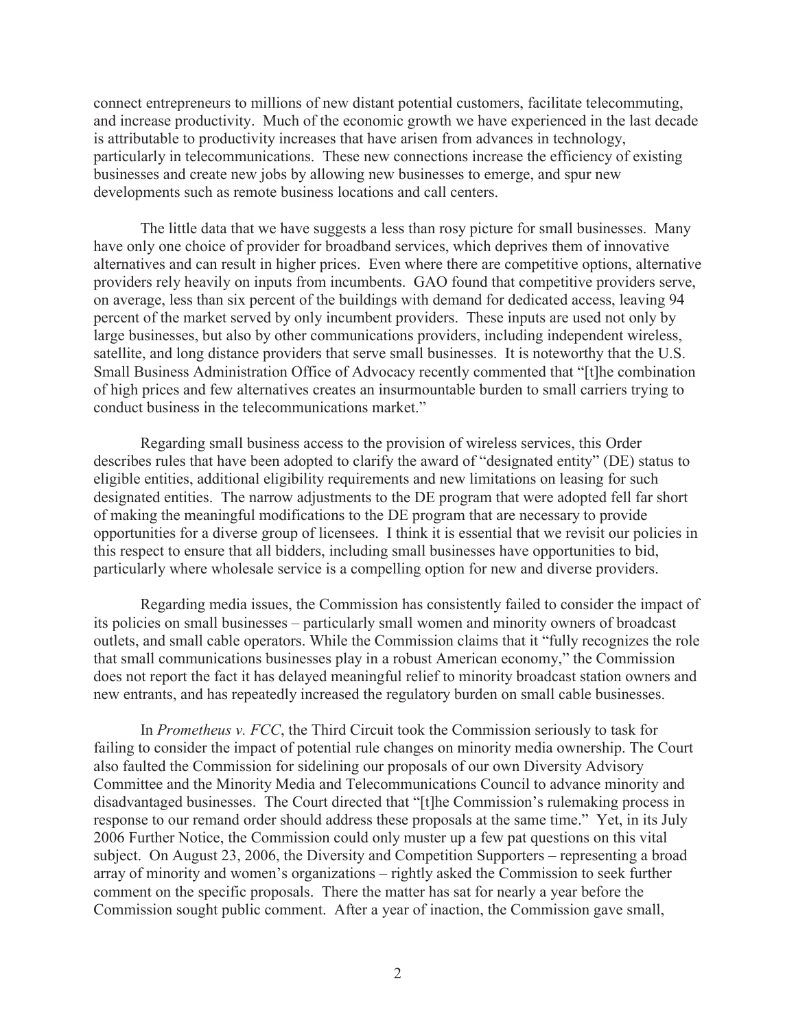connect entrepreneurs to millions of new distant potential customers, facilitate telecommuting, and increase productivity. Much of the economic growth we have experienced in the last decade is attributable to productivity increases that have arisen from advances in technology, particularly in telecommunications. These new connections increase the efficiency of existing businesses and create new jobs by allowing new businesses to emerge, and spur new developments such as remote business locations and call centers.

The little data that we have suggests a less than rosy picture for small businesses. Many have only one choice of provider for broadband services, which deprives them of innovative alternatives and can result in higher prices. Even where there are competitive options, alternative providers rely heavily on inputs from incumbents. GAO found that competitive providers serve, on average, less than six percent of the buildings with demand for dedicated access, leaving 94 percent of the market served by only incumbent providers. These inputs are used not only by large businesses, but also by other communications providers, including independent wireless, satellite, and long distance providers that serve small businesses. It is noteworthy that the U.S. Small Business Administration Office of Advocacy recently commented that "[t]he combination of high prices and few alternatives creates an insurmountable burden to small carriers trying to conduct business in the telecommunications market."

Regarding small business access to the provision of wireless services, this Order describes rules that have been adopted to clarify the award of "designated entity" (DE) status to eligible entities, additional eligibility requirements and new limitations on leasing for such designated entities. The narrow adjustments to the DE program that were adopted fell far short of making the meaningful modifications to the DE program that are necessary to provide opportunities for a diverse group of licensees. I think it is essential that we revisit our policies in this respect to ensure that all bidders, including small businesses have opportunities to bid, particularly where wholesale service is a compelling option for new and diverse providers.

Regarding media issues, the Commission has consistently failed to consider the impact of its policies on small businesses – particularly small women and minority owners of broadcast outlets, and small cable operators. While the Commission claims that it "fully recognizes the role that small communications businesses play in a robust American economy," the Commission does not report the fact it has delayed meaningful relief to minority broadcast station owners and new entrants, and has repeatedly increased the regulatory burden on small cable businesses.

In *Prometheus v. FCC*, the Third Circuit took the Commission seriously to task for failing to consider the impact of potential rule changes on minority media ownership. The Court also faulted the Commission for sidelining our proposals of our own Diversity Advisory Committee and the Minority Media and Telecommunications Council to advance minority and disadvantaged businesses. The Court directed that "[t]he Commission's rulemaking process in response to our remand order should address these proposals at the same time." Yet, in its July 2006 Further Notice, the Commission could only muster up a few pat questions on this vital subject. On August 23, 2006, the Diversity and Competition Supporters – representing a broad array of minority and women's organizations – rightly asked the Commission to seek further comment on the specific proposals. There the matter has sat for nearly a year before the Commission sought public comment. After a year of inaction, the Commission gave small,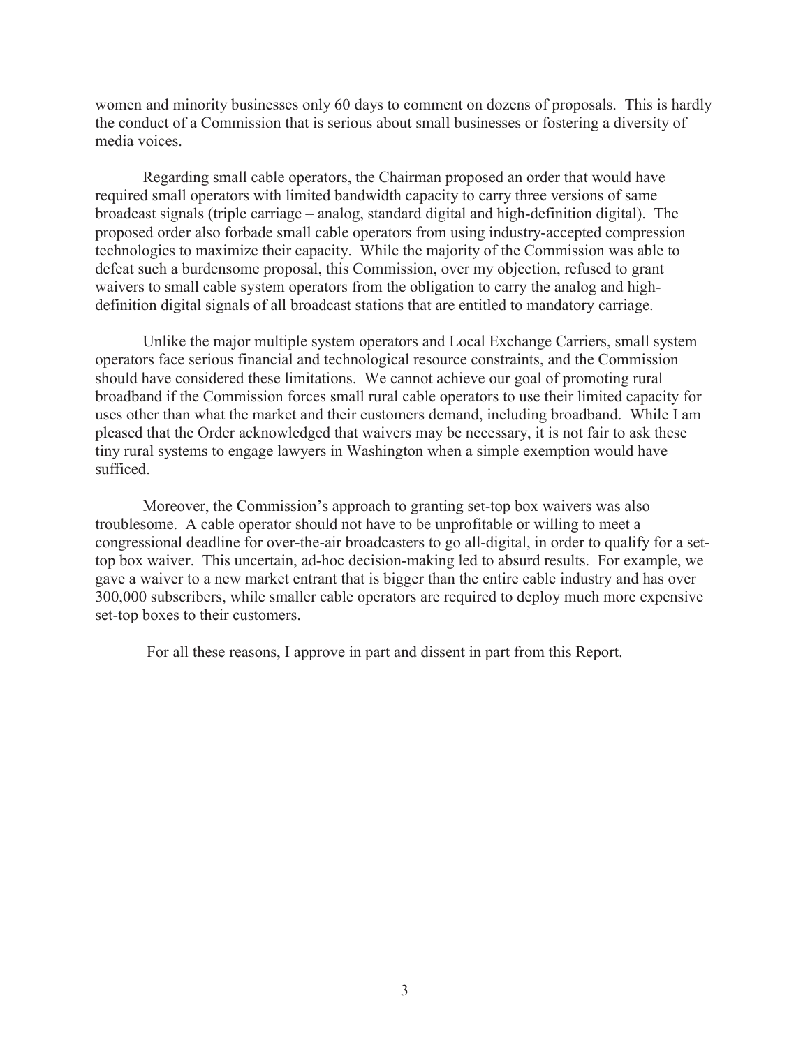women and minority businesses only 60 days to comment on dozens of proposals. This is hardly the conduct of a Commission that is serious about small businesses or fostering a diversity of media voices.

Regarding small cable operators, the Chairman proposed an order that would have required small operators with limited bandwidth capacity to carry three versions of same broadcast signals (triple carriage – analog, standard digital and high-definition digital). The proposed order also forbade small cable operators from using industry-accepted compression technologies to maximize their capacity. While the majority of the Commission was able to defeat such a burdensome proposal, this Commission, over my objection, refused to grant waivers to small cable system operators from the obligation to carry the analog and high-definition digital signals of all broadcast stations that are entitled to mandatory carriage.

Unlike the major multiple system operators and Local Exchange Carriers, small system operators face serious financial and technological resource constraints, and the Commission should have considered these limitations. We cannot achieve our goal of promoting rural broadband if the Commission forces small rural cable operators to use their limited capacity for uses other than what the market and their customers demand, including broadband. While I am pleased that the Order acknowledged that waivers may be necessary, it is not fair to ask these tiny rural systems to engage lawyers in Washington when a simple exemption would have sufficed.

Moreover, the Commission's approach to granting set-top box waivers was also troublesome. A cable operator should not have to be unprofitable or willing to meet a congressional deadline for over-the-air broadcasters to go all-digital, in order to qualify for a set-top box waiver. This uncertain, ad-hoc decision-making led to absurd results. For example, we gave a waiver to a new market entrant that is bigger than the entire cable industry and has over 300,000 subscribers, while smaller cable operators are required to deploy much more expensive set-top boxes to their customers.

For all these reasons, I approve in part and dissent in part from this Report.